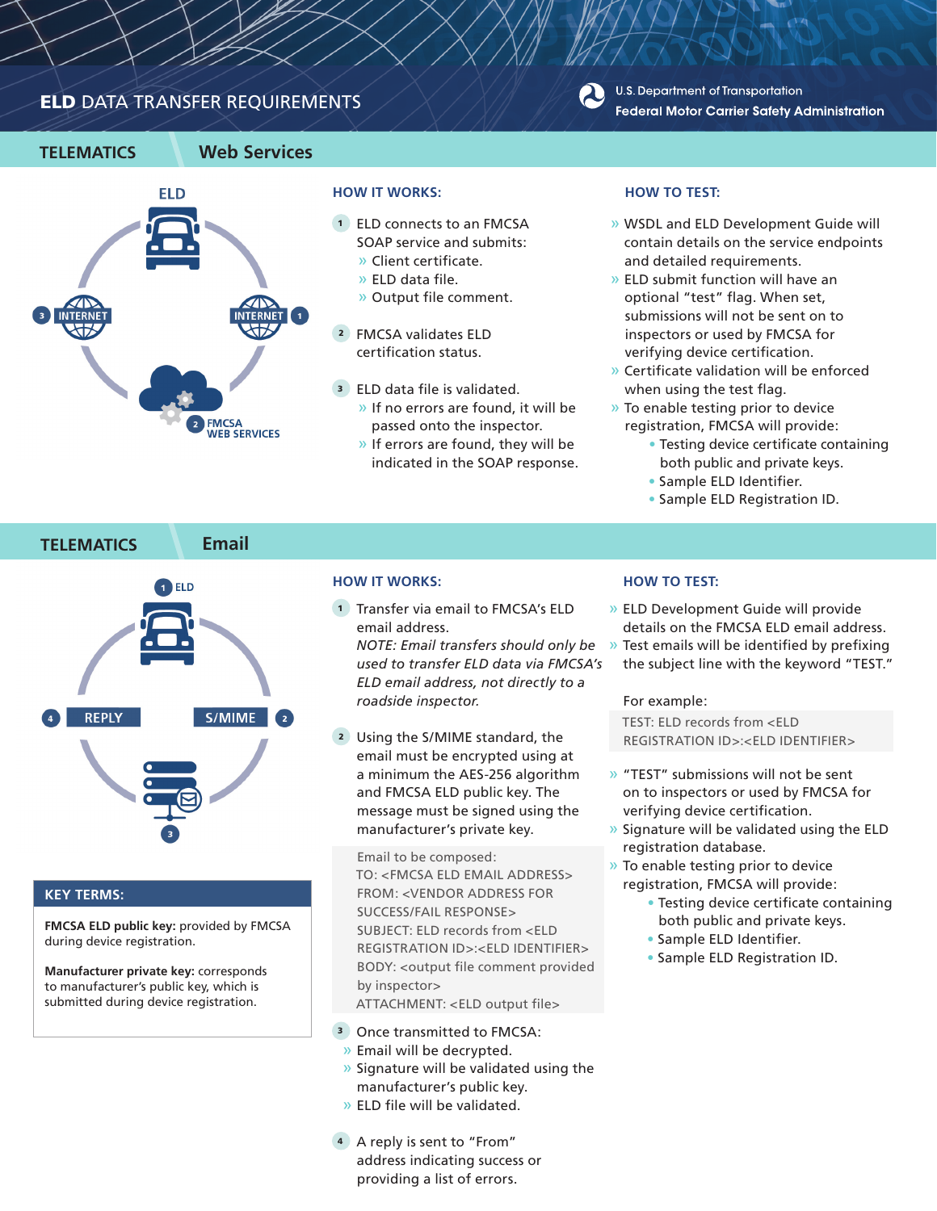# ELD DATA TRANSFER REQUIREMENTS

U.S. Department of Transportation
Federal Motor Carrier Safety Administration

## TELEMATICS — Web Services

ELD
1 INTERNET
2 FMCSA WEB SERVICES
3 INTERNET

### HOW IT WORKS:

1. ELD connects to an FMCSA SOAP service and submits:
   - Client certificate.
   - ELD data file.
   - Output file comment.
2. FMCSA validates ELD certification status.
3. ELD data file is validated.
   - If no errors are found, it will be passed onto the inspector.
   - If errors are found, they will be indicated in the SOAP response.

### HOW TO TEST:

- WSDL and ELD Development Guide will contain details on the service endpoints and detailed requirements.
- ELD submit function will have an optional "test" flag. When set, submissions will not be sent on to inspectors or used by FMCSA for verifying device certification.
- Certificate validation will be enforced when using the test flag.
- To enable testing prior to device registration, FMCSA will provide:
  - Testing device certificate containing both public and private keys.
  - Sample ELD Identifier.
  - Sample ELD Registration ID.

## TELEMATICS — Email

1 ELD
2 S/MIME
3
4 REPLY

### HOW IT WORKS:

1. Transfer via email to FMCSA's ELD email address.
   *NOTE: Email transfers should only be used to transfer ELD data via FMCSA's ELD email address, not directly to a roadside inspector.*
2. Using the S/MIME standard, the email must be encrypted using at a minimum the AES-256 algorithm and FMCSA ELD public key. The message must be signed using the manufacturer's private key.

   Email to be composed:
   TO: <FMCSA ELD EMAIL ADDRESS>
   FROM: <VENDOR ADDRESS FOR SUCCESS/FAIL RESPONSE>
   SUBJECT: ELD records from <ELD REGISTRATION ID>:<ELD IDENTIFIER>
   BODY: <output file comment provided by inspector>
   ATTACHMENT: <ELD output file>

3. Once transmitted to FMCSA:
   - Email will be decrypted.
   - Signature will be validated using the manufacturer's public key.
   - ELD file will be validated.
4. A reply is sent to "From" address indicating success or providing a list of errors.

### HOW TO TEST:

- ELD Development Guide will provide details on the FMCSA ELD email address.
- Test emails will be identified by prefixing the subject line with the keyword "TEST."

  For example:

  TEST: ELD records from <ELD REGISTRATION ID>:<ELD IDENTIFIER>

- "TEST" submissions will not be sent on to inspectors or used by FMCSA for verifying device certification.
- Signature will be validated using the ELD registration database.
- To enable testing prior to device registration, FMCSA will provide:
  - Testing device certificate containing both public and private keys.
  - Sample ELD Identifier.
  - Sample ELD Registration ID.

### KEY TERMS:

**FMCSA ELD public key:** provided by FMCSA during device registration.

**Manufacturer private key:** corresponds to manufacturer's public key, which is submitted during device registration.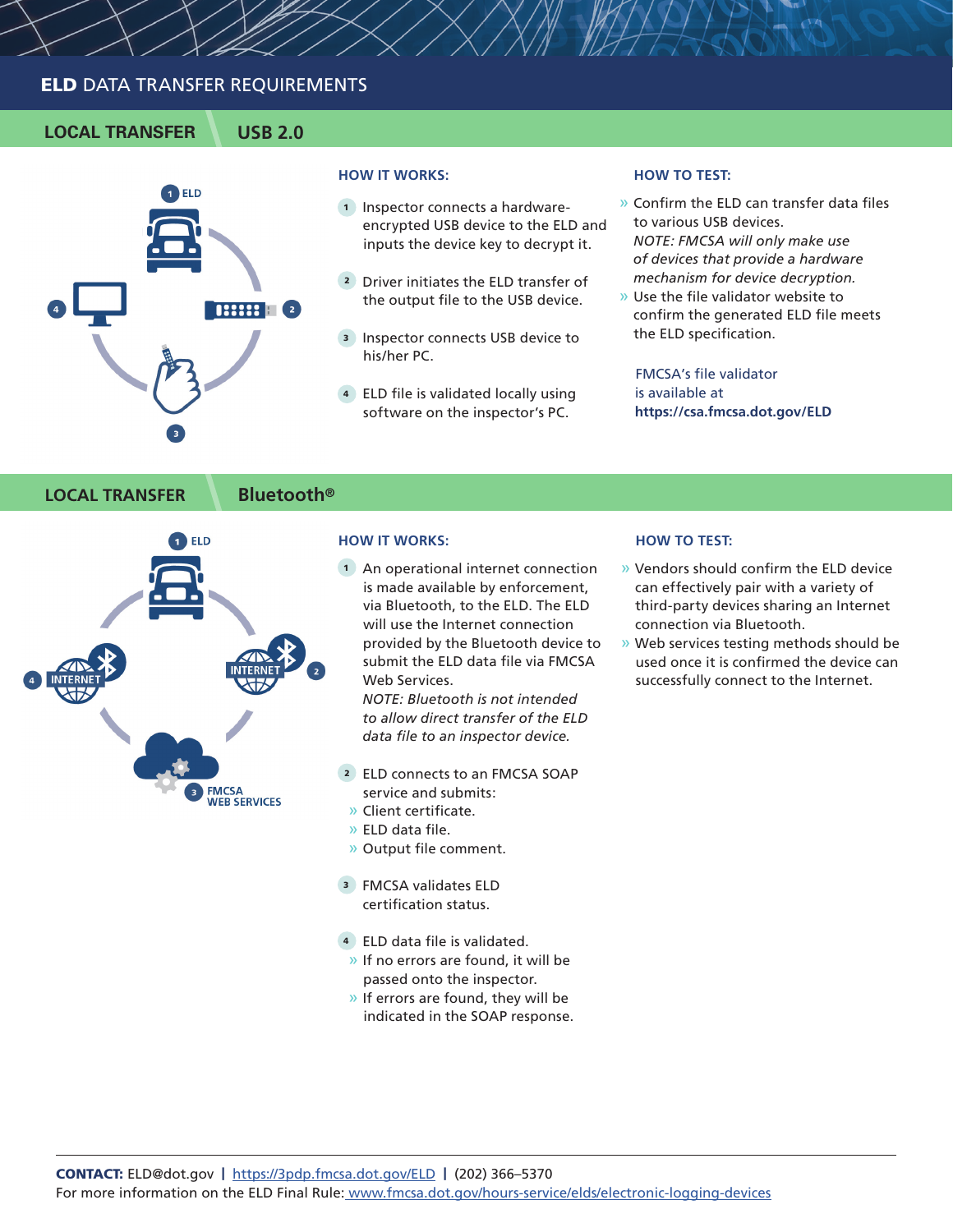# ELD DATA TRANSFER REQUIREMENTS

## LOCAL TRANSFER — USB 2.0

1 ELD

2

3

4

### HOW IT WORKS:

1. Inspector connects a hardware-encrypted USB device to the ELD and inputs the device key to decrypt it.
2. Driver initiates the ELD transfer of the output file to the USB device.
3. Inspector connects USB device to his/her PC.
4. ELD file is validated locally using software on the inspector's PC.

### HOW TO TEST:

- Confirm the ELD can transfer data files to various USB devices.
  *NOTE: FMCSA will only make use of devices that provide a hardware mechanism for device decryption.*
- Use the file validator website to confirm the generated ELD file meets the ELD specification.

FMCSA's file validator is available at **https://csa.fmcsa.dot.gov/ELD**

## LOCAL TRANSFER — Bluetooth®

1 ELD

2 INTERNET

3 FMCSA WEB SERVICES

4 INTERNET

### HOW IT WORKS:

1. An operational internet connection is made available by enforcement, via Bluetooth, to the ELD. The ELD will use the Internet connection provided by the Bluetooth device to submit the ELD data file via FMCSA Web Services.
   *NOTE: Bluetooth is not intended to allow direct transfer of the ELD data file to an inspector device.*
2. ELD connects to an FMCSA SOAP service and submits:
   - Client certificate.
   - ELD data file.
   - Output file comment.
3. FMCSA validates ELD certification status.
4. ELD data file is validated.
   - If no errors are found, it will be passed onto the inspector.
   - If errors are found, they will be indicated in the SOAP response.

### HOW TO TEST:

- Vendors should confirm the ELD device can effectively pair with a variety of third-party devices sharing an Internet connection via Bluetooth.
- Web services testing methods should be used once it is confirmed the device can successfully connect to the Internet.

---

**CONTACT:** ELD@dot.gov | https://3pdp.fmcsa.dot.gov/ELD | (202) 366–5370

For more information on the ELD Final Rule: www.fmcsa.dot.gov/hours-service/elds/electronic-logging-devices